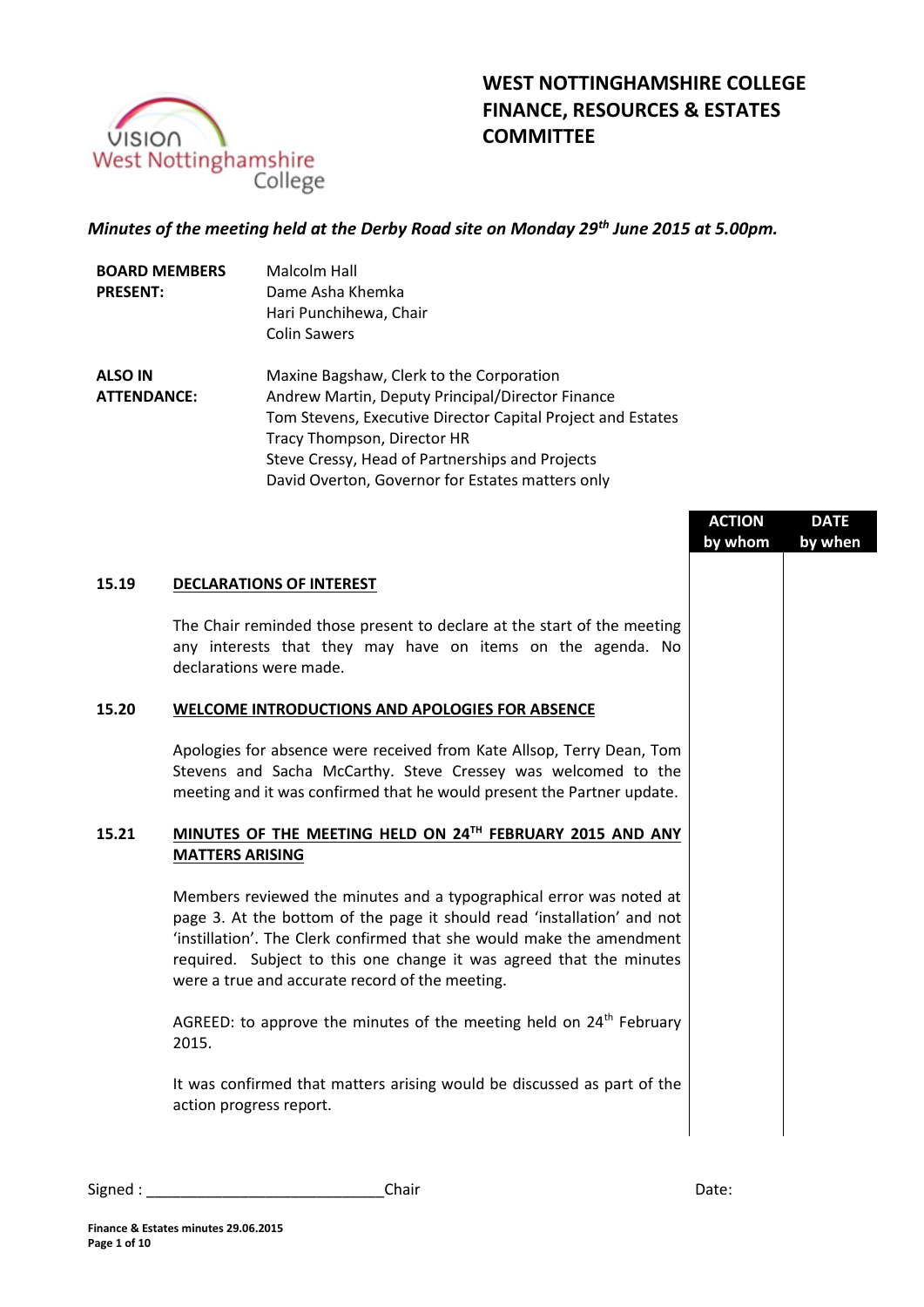# WEST NOTTINGHAMSHIRE COLLEGE FINANCE, RESOURCES & ESTATES COMMITTEE

*Minutes of the meeting held at the Derby Road site on Monday 29th June 2015 at 5.00pm.*

| | |
|---|---|
| **BOARD MEMBERS PRESENT:** | Malcolm Hall<br>Dame Asha Khemka<br>Hari Punchihewa, Chair<br>Colin Sawers |
| **ALSO IN ATTENDANCE:** | Maxine Bagshaw, Clerk to the Corporation<br>Andrew Martin, Deputy Principal/Director Finance<br>Tom Stevens, Executive Director Capital Project and Estates<br>Tracy Thompson, Director HR<br>Steve Cressy, Head of Partnerships and Projects<br>David Overton, Governor for Estates matters only |

| | | ACTION by whom | DATE by when |
|---|---|---|---|
| **15.19** | **DECLARATIONS OF INTEREST** | | |
| | The Chair reminded those present to declare at the start of the meeting any interests that they may have on items on the agenda. No declarations were made. | | |
| **15.20** | **WELCOME INTRODUCTIONS AND APOLOGIES FOR ABSENCE** | | |
| | Apologies for absence were received from Kate Allsop, Terry Dean, Tom Stevens and Sacha McCarthy. Steve Cressey was welcomed to the meeting and it was confirmed that he would present the Partner update. | | |
| **15.21** | **MINUTES OF THE MEETING HELD ON 24TH FEBRUARY 2015 AND ANY MATTERS ARISING** | | |
| | Members reviewed the minutes and a typographical error was noted at page 3. At the bottom of the page it should read 'installation' and not 'instillation'. The Clerk confirmed that she would make the amendment required. Subject to this one change it was agreed that the minutes were a true and accurate record of the meeting. | | |
| | AGREED: to approve the minutes of the meeting held on 24th February 2015. | | |
| | It was confirmed that matters arising would be discussed as part of the action progress report. | | |

Signed : ____________________________Chair Date: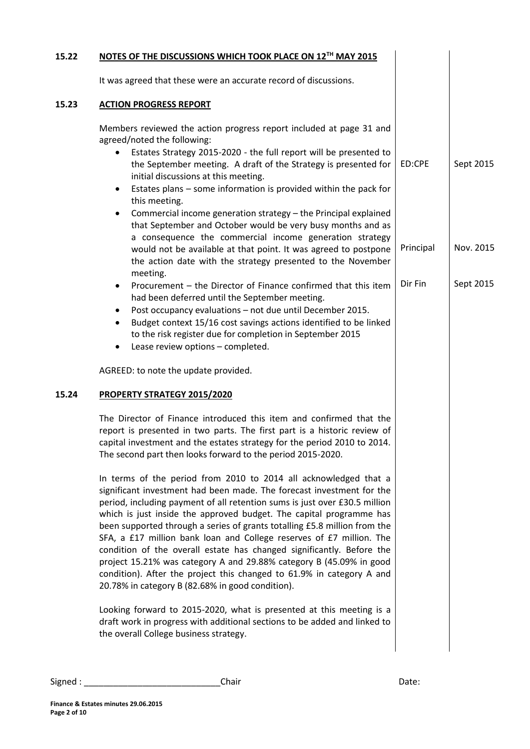## 15.22 NOTES OF THE DISCUSSIONS WHICH TOOK PLACE ON 12TH MAY 2015

It was agreed that these were an accurate record of discussions.

## 15.23 ACTION PROGRESS REPORT

Members reviewed the action progress report included at page 31 and agreed/noted the following:

- Estates Strategy 2015-2020 - the full report will be presented to the September meeting. A draft of the Strategy is presented for initial discussions at this meeting. — **ED:CPE — Sept 2015**
- Estates plans – some information is provided within the pack for this meeting.
- Commercial income generation strategy – the Principal explained that September and October would be very busy months and as a consequence the commercial income generation strategy would not be available at that point. It was agreed to postpone the action date with the strategy presented to the November meeting. — **Principal — Nov. 2015**
- Procurement – the Director of Finance confirmed that this item had been deferred until the September meeting. — **Dir Fin — Sept 2015**
- Post occupancy evaluations – not due until December 2015.
- Budget context 15/16 cost savings actions identified to be linked to the risk register due for completion in September 2015
- Lease review options – completed.

AGREED: to note the update provided.

## 15.24 PROPERTY STRATEGY 2015/2020

The Director of Finance introduced this item and confirmed that the report is presented in two parts. The first part is a historic review of capital investment and the estates strategy for the period 2010 to 2014. The second part then looks forward to the period 2015-2020.

In terms of the period from 2010 to 2014 all acknowledged that a significant investment had been made. The forecast investment for the period, including payment of all retention sums is just over £30.5 million which is just inside the approved budget. The capital programme has been supported through a series of grants totalling £5.8 million from the SFA, a £17 million bank loan and College reserves of £7 million. The condition of the overall estate has changed significantly. Before the project 15.21% was category A and 29.88% category B (45.09% in good condition). After the project this changed to 61.9% in category A and 20.78% in category B (82.68% in good condition).

Looking forward to 2015-2020, what is presented at this meeting is a draft work in progress with additional sections to be added and linked to the overall College business strategy.

Signed : ____________________________ Chair Date: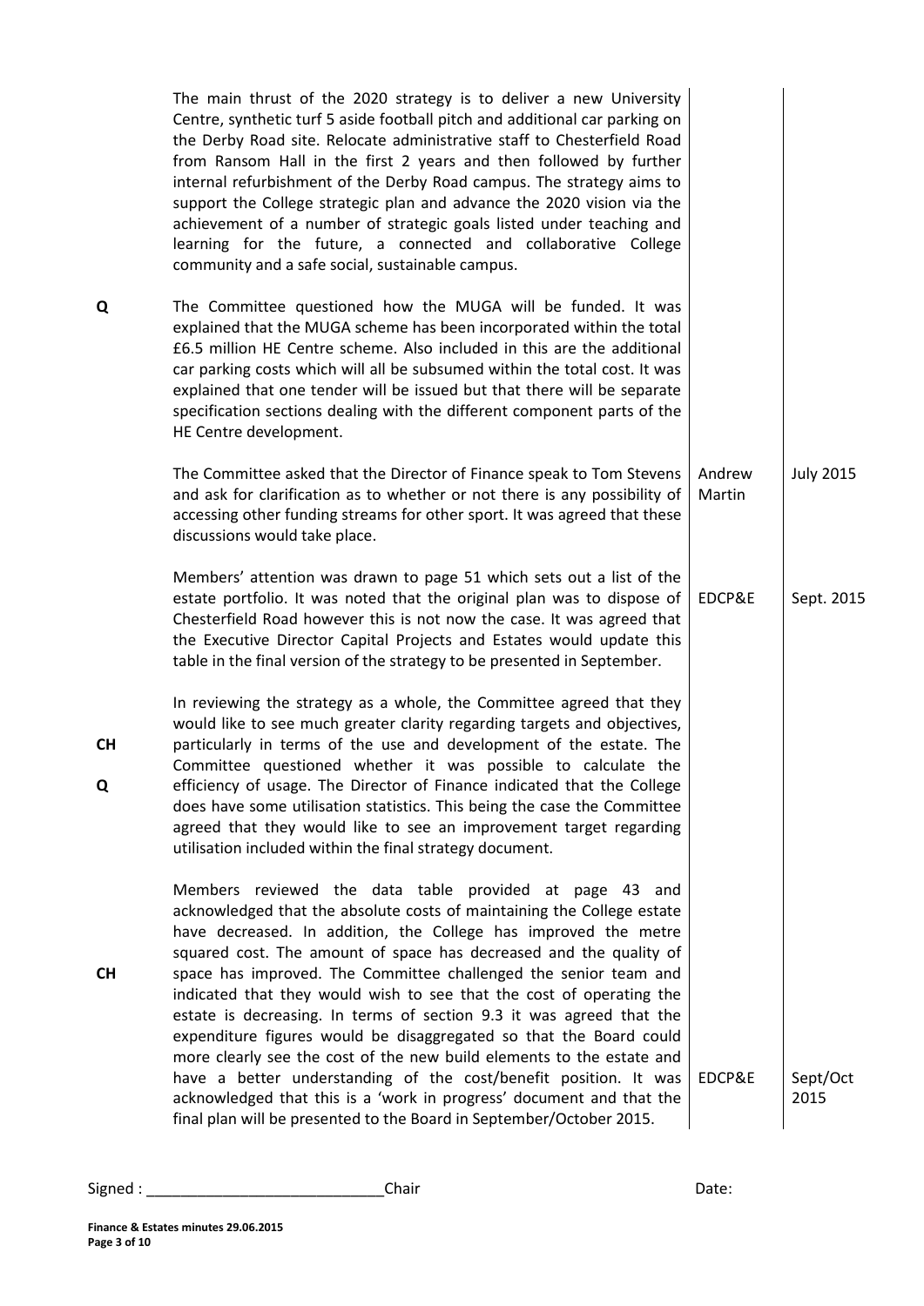| | | | |
|---|---|---|---|
| | The main thrust of the 2020 strategy is to deliver a new University Centre, synthetic turf 5 aside football pitch and additional car parking on the Derby Road site. Relocate administrative staff to Chesterfield Road from Ransom Hall in the first 2 years and then followed by further internal refurbishment of the Derby Road campus. The strategy aims to support the College strategic plan and advance the 2020 vision via the achievement of a number of strategic goals listed under teaching and learning for the future, a connected and collaborative College community and a safe social, sustainable campus. | | |
| **Q** | The Committee questioned how the MUGA will be funded. It was explained that the MUGA scheme has been incorporated within the total £6.5 million HE Centre scheme. Also included in this are the additional car parking costs which will all be subsumed within the total cost. It was explained that one tender will be issued but that there will be separate specification sections dealing with the different component parts of the HE Centre development. | | |
| | The Committee asked that the Director of Finance speak to Tom Stevens and ask for clarification as to whether or not there is any possibility of accessing other funding streams for other sport. It was agreed that these discussions would take place. | Andrew Martin | July 2015 |
| | Members' attention was drawn to page 51 which sets out a list of the estate portfolio. It was noted that the original plan was to dispose of Chesterfield Road however this is not now the case. It was agreed that the Executive Director Capital Projects and Estates would update this table in the final version of the strategy to be presented in September. | EDCP&E | Sept. 2015 |
| **CH**<br><br>**Q** | In reviewing the strategy as a whole, the Committee agreed that they would like to see much greater clarity regarding targets and objectives, particularly in terms of the use and development of the estate. The Committee questioned whether it was possible to calculate the efficiency of usage. The Director of Finance indicated that the College does have some utilisation statistics. This being the case the Committee agreed that they would like to see an improvement target regarding utilisation included within the final strategy document. | | |
| **CH** | Members reviewed the data table provided at page 43 and acknowledged that the absolute costs of maintaining the College estate have decreased. In addition, the College has improved the metre squared cost. The amount of space has decreased and the quality of space has improved. The Committee challenged the senior team and indicated that they would wish to see that the cost of operating the estate is decreasing. In terms of section 9.3 it was agreed that the expenditure figures would be disaggregated so that the Board could more clearly see the cost of the new build elements to the estate and have a better understanding of the cost/benefit position. It was acknowledged that this is a 'work in progress' document and that the final plan will be presented to the Board in September/October 2015. | EDCP&E | Sept/Oct 2015 |

Signed : ____________________________Chair Date:

**Finance & Estates minutes 29.06.2015**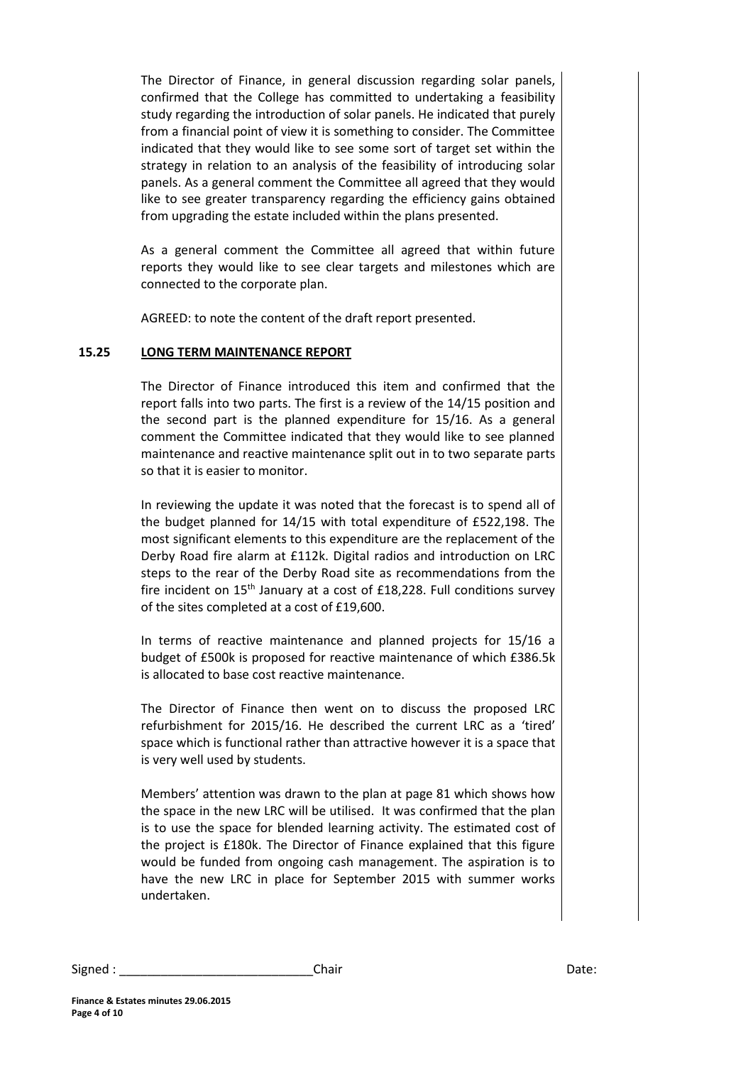The Director of Finance, in general discussion regarding solar panels, confirmed that the College has committed to undertaking a feasibility study regarding the introduction of solar panels. He indicated that purely from a financial point of view it is something to consider. The Committee indicated that they would like to see some sort of target set within the strategy in relation to an analysis of the feasibility of introducing solar panels. As a general comment the Committee all agreed that they would like to see greater transparency regarding the efficiency gains obtained from upgrading the estate included within the plans presented.

As a general comment the Committee all agreed that within future reports they would like to see clear targets and milestones which are connected to the corporate plan.

AGREED: to note the content of the draft report presented.

## 15.25 LONG TERM MAINTENANCE REPORT

The Director of Finance introduced this item and confirmed that the report falls into two parts. The first is a review of the 14/15 position and the second part is the planned expenditure for 15/16. As a general comment the Committee indicated that they would like to see planned maintenance and reactive maintenance split out in to two separate parts so that it is easier to monitor.

In reviewing the update it was noted that the forecast is to spend all of the budget planned for 14/15 with total expenditure of £522,198. The most significant elements to this expenditure are the replacement of the Derby Road fire alarm at £112k. Digital radios and introduction on LRC steps to the rear of the Derby Road site as recommendations from the fire incident on 15th January at a cost of £18,228. Full conditions survey of the sites completed at a cost of £19,600.

In terms of reactive maintenance and planned projects for 15/16 a budget of £500k is proposed for reactive maintenance of which £386.5k is allocated to base cost reactive maintenance.

The Director of Finance then went on to discuss the proposed LRC refurbishment for 2015/16. He described the current LRC as a 'tired' space which is functional rather than attractive however it is a space that is very well used by students.

Members' attention was drawn to the plan at page 81 which shows how the space in the new LRC will be utilised. It was confirmed that the plan is to use the space for blended learning activity. The estimated cost of the project is £180k. The Director of Finance explained that this figure would be funded from ongoing cash management. The aspiration is to have the new LRC in place for September 2015 with summer works undertaken.

Signed : ____________________________Chair Date: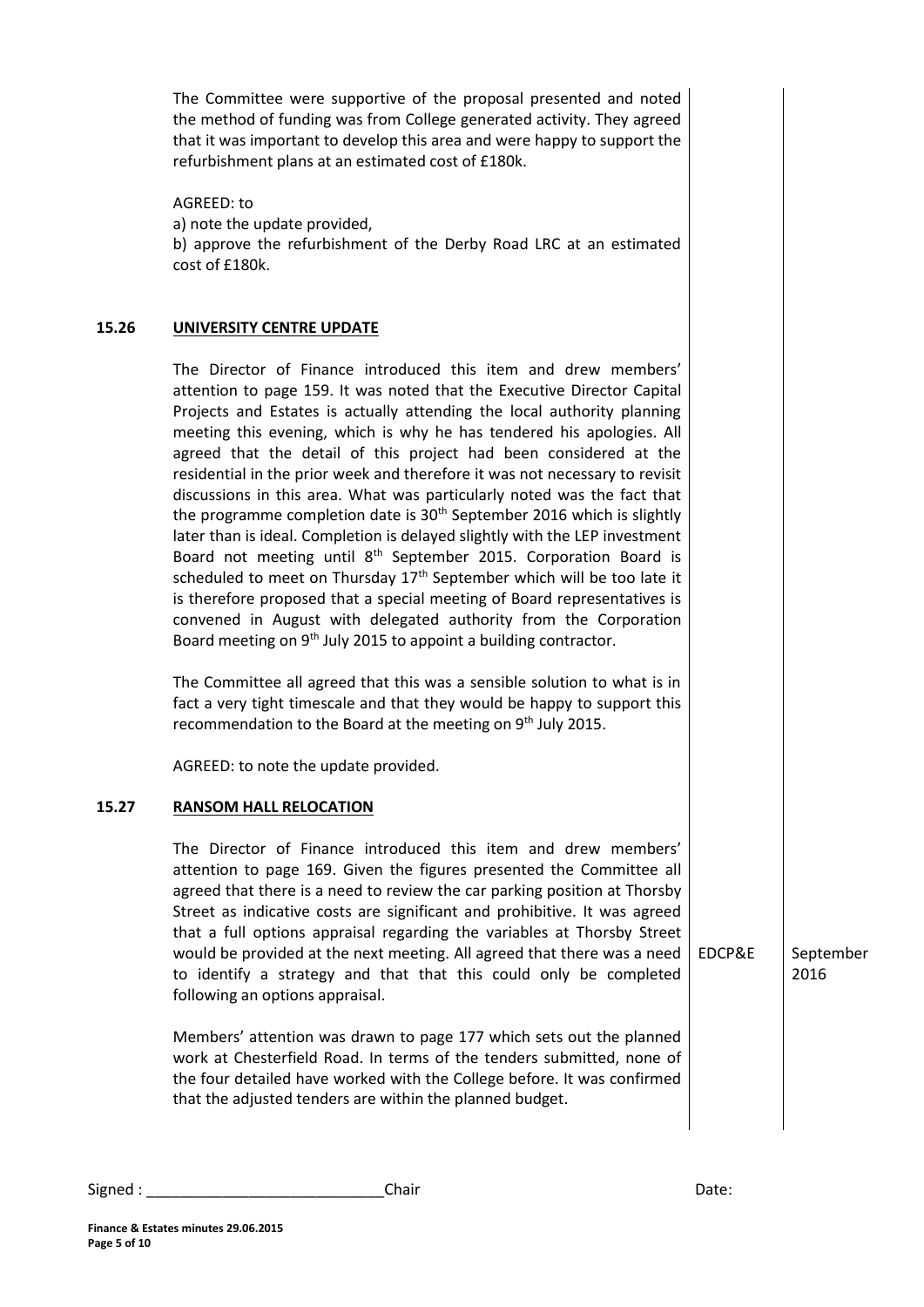The Committee were supportive of the proposal presented and noted the method of funding was from College generated activity. They agreed that it was important to develop this area and were happy to support the refurbishment plans at an estimated cost of £180k.

AGREED: to
a) note the update provided,
b) approve the refurbishment of the Derby Road LRC at an estimated cost of £180k.

## 15.26 UNIVERSITY CENTRE UPDATE

The Director of Finance introduced this item and drew members' attention to page 159. It was noted that the Executive Director Capital Projects and Estates is actually attending the local authority planning meeting this evening, which is why he has tendered his apologies. All agreed that the detail of this project had been considered at the residential in the prior week and therefore it was not necessary to revisit discussions in this area. What was particularly noted was the fact that the programme completion date is 30th September 2016 which is slightly later than is ideal. Completion is delayed slightly with the LEP investment Board not meeting until 8th September 2015. Corporation Board is scheduled to meet on Thursday 17th September which will be too late it is therefore proposed that a special meeting of Board representatives is convened in August with delegated authority from the Corporation Board meeting on 9th July 2015 to appoint a building contractor.

The Committee all agreed that this was a sensible solution to what is in fact a very tight timescale and that they would be happy to support this recommendation to the Board at the meeting on 9th July 2015.

AGREED: to note the update provided.

## 15.27 RANSOM HALL RELOCATION

The Director of Finance introduced this item and drew members' attention to page 169. Given the figures presented the Committee all agreed that there is a need to review the car parking position at Thorsby Street as indicative costs are significant and prohibitive. It was agreed that a full options appraisal regarding the variables at Thorsby Street would be provided at the next meeting. All agreed that there was a need to identify a strategy and that that this could only be completed following an options appraisal. — **EDCP&E** — **September 2016**

Members' attention was drawn to page 177 which sets out the planned work at Chesterfield Road. In terms of the tenders submitted, none of the four detailed have worked with the College before. It was confirmed that the adjusted tenders are within the planned budget.

Signed : ____________________________ Chair Date: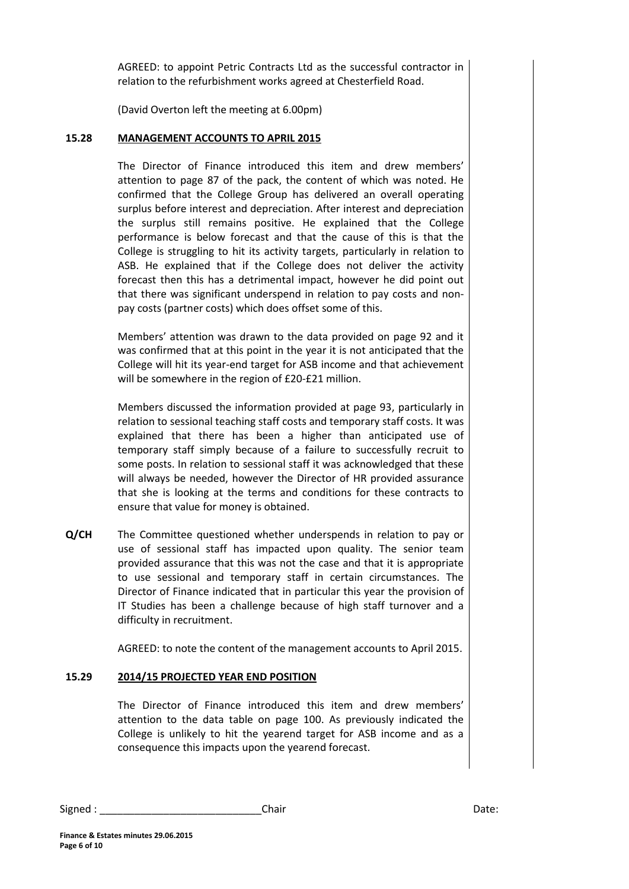AGREED: to appoint Petric Contracts Ltd as the successful contractor in relation to the refurbishment works agreed at Chesterfield Road.

(David Overton left the meeting at 6.00pm)

**15.28 MANAGEMENT ACCOUNTS TO APRIL 2015**

The Director of Finance introduced this item and drew members' attention to page 87 of the pack, the content of which was noted. He confirmed that the College Group has delivered an overall operating surplus before interest and depreciation. After interest and depreciation the surplus still remains positive. He explained that the College performance is below forecast and that the cause of this is that the College is struggling to hit its activity targets, particularly in relation to ASB. He explained that if the College does not deliver the activity forecast then this has a detrimental impact, however he did point out that there was significant underspend in relation to pay costs and non-pay costs (partner costs) which does offset some of this.

Members' attention was drawn to the data provided on page 92 and it was confirmed that at this point in the year it is not anticipated that the College will hit its year-end target for ASB income and that achievement will be somewhere in the region of £20-£21 million.

Members discussed the information provided at page 93, particularly in relation to sessional teaching staff costs and temporary staff costs. It was explained that there has been a higher than anticipated use of temporary staff simply because of a failure to successfully recruit to some posts. In relation to sessional staff it was acknowledged that these will always be needed, however the Director of HR provided assurance that she is looking at the terms and conditions for these contracts to ensure that value for money is obtained.

**Q/CH** The Committee questioned whether underspends in relation to pay or use of sessional staff has impacted upon quality. The senior team provided assurance that this was not the case and that it is appropriate to use sessional and temporary staff in certain circumstances. The Director of Finance indicated that in particular this year the provision of IT Studies has been a challenge because of high staff turnover and a difficulty in recruitment.

AGREED: to note the content of the management accounts to April 2015.

**15.29 2014/15 PROJECTED YEAR END POSITION**

The Director of Finance introduced this item and drew members' attention to the data table on page 100. As previously indicated the College is unlikely to hit the yearend target for ASB income and as a consequence this impacts upon the yearend forecast.

Signed : ____________________________Chair Date: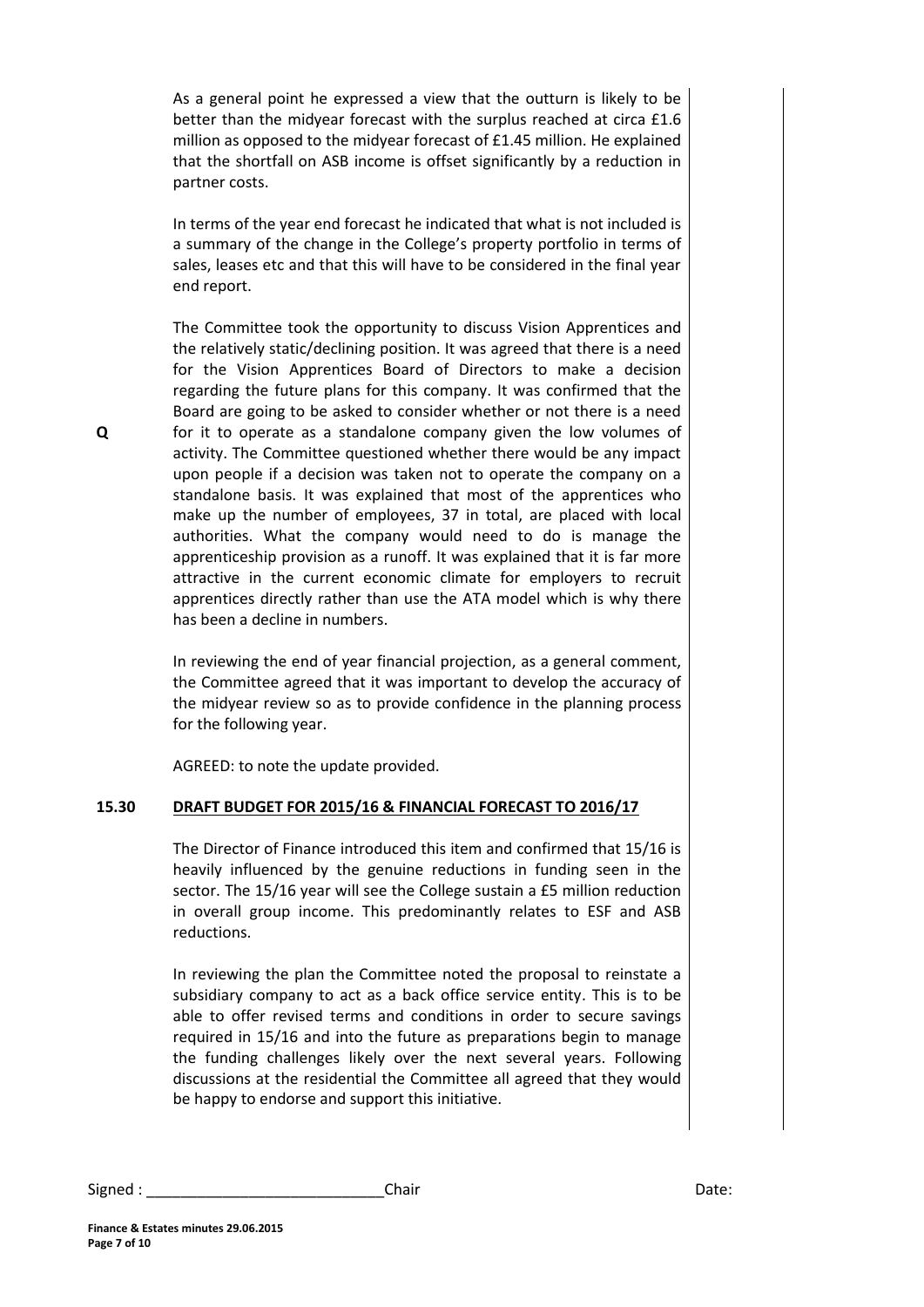As a general point he expressed a view that the outturn is likely to be better than the midyear forecast with the surplus reached at circa £1.6 million as opposed to the midyear forecast of £1.45 million. He explained that the shortfall on ASB income is offset significantly by a reduction in partner costs.

In terms of the year end forecast he indicated that what is not included is a summary of the change in the College's property portfolio in terms of sales, leases etc and that this will have to be considered in the final year end report.

The Committee took the opportunity to discuss Vision Apprentices and the relatively static/declining position. It was agreed that there is a need for the Vision Apprentices Board of Directors to make a decision regarding the future plans for this company. It was confirmed that the Board are going to be asked to consider whether or not there is a need for it to operate as a standalone company given the low volumes of activity. The Committee questioned whether there would be any impact upon people if a decision was taken not to operate the company on a standalone basis. It was explained that most of the apprentices who make up the number of employees, 37 in total, are placed with local authorities. What the company would need to do is manage the apprenticeship provision as a runoff. It was explained that it is far more attractive in the current economic climate for employers to recruit apprentices directly rather than use the ATA model which is why there has been a decline in numbers.

**Q**

In reviewing the end of year financial projection, as a general comment, the Committee agreed that it was important to develop the accuracy of the midyear review so as to provide confidence in the planning process for the following year.

AGREED: to note the update provided.

## 15.30 DRAFT BUDGET FOR 2015/16 & FINANCIAL FORECAST TO 2016/17

The Director of Finance introduced this item and confirmed that 15/16 is heavily influenced by the genuine reductions in funding seen in the sector. The 15/16 year will see the College sustain a £5 million reduction in overall group income. This predominantly relates to ESF and ASB reductions.

In reviewing the plan the Committee noted the proposal to reinstate a subsidiary company to act as a back office service entity. This is to be able to offer revised terms and conditions in order to secure savings required in 15/16 and into the future as preparations begin to manage the funding challenges likely over the next several years. Following discussions at the residential the Committee all agreed that they would be happy to endorse and support this initiative.

Signed : ____________________________ Chair Date:

**Finance & Estates minutes 29.06.2015**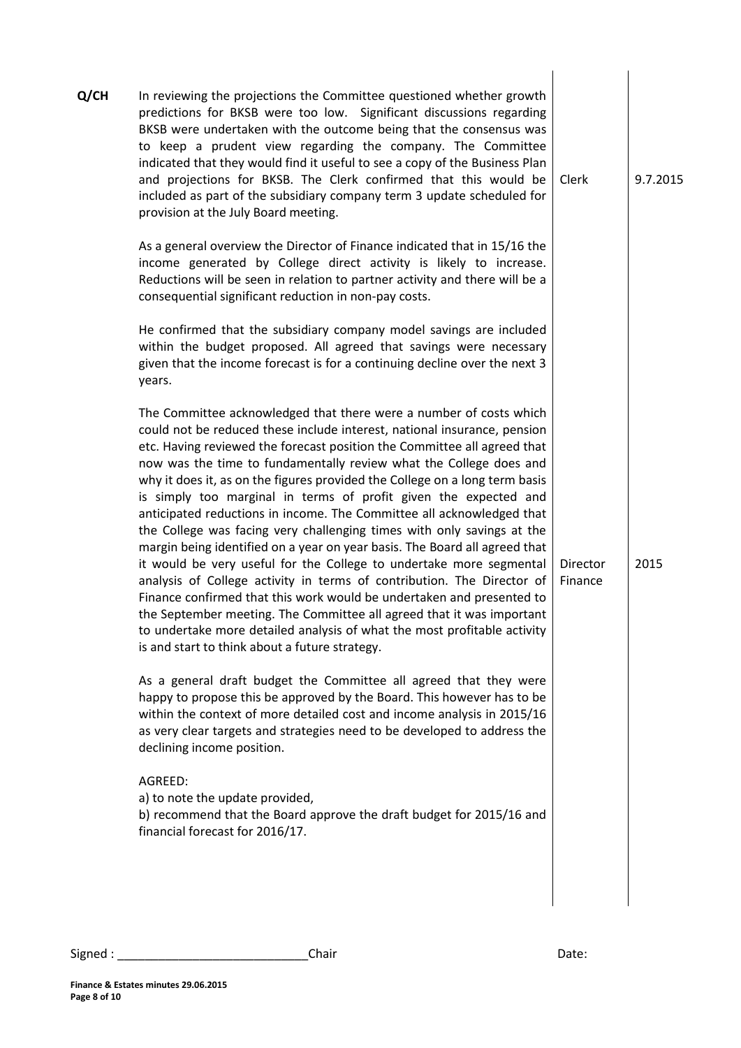| | | | |
|---|---|---|---|
| **Q/CH** | In reviewing the projections the Committee questioned whether growth predictions for BKSB were too low. Significant discussions regarding BKSB were undertaken with the outcome being that the consensus was to keep a prudent view regarding the company. The Committee indicated that they would find it useful to see a copy of the Business Plan and projections for BKSB. The Clerk confirmed that this would be included as part of the subsidiary company term 3 update scheduled for provision at the July Board meeting. | Clerk | 9.7.2015 |
| | As a general overview the Director of Finance indicated that in 15/16 the income generated by College direct activity is likely to increase. Reductions will be seen in relation to partner activity and there will be a consequential significant reduction in non-pay costs. | | |
| | He confirmed that the subsidiary company model savings are included within the budget proposed. All agreed that savings were necessary given that the income forecast is for a continuing decline over the next 3 years. | | |
| | The Committee acknowledged that there were a number of costs which could not be reduced these include interest, national insurance, pension etc. Having reviewed the forecast position the Committee all agreed that now was the time to fundamentally review what the College does and why it does it, as on the figures provided the College on a long term basis is simply too marginal in terms of profit given the expected and anticipated reductions in income. The Committee all acknowledged that the College was facing very challenging times with only savings at the margin being identified on a year on year basis. The Board all agreed that it would be very useful for the College to undertake more segmental analysis of College activity in terms of contribution. The Director of Finance confirmed that this work would be undertaken and presented to the September meeting. The Committee all agreed that it was important to undertake more detailed analysis of what the most profitable activity is and start to think about a future strategy. | Director Finance | 2015 |
| | As a general draft budget the Committee all agreed that they were happy to propose this be approved by the Board. This however has to be within the context of more detailed cost and income analysis in 2015/16 as very clear targets and strategies need to be developed to address the declining income position. | | |
| | AGREED:<br>a) to note the update provided,<br>b) recommend that the Board approve the draft budget for 2015/16 and financial forecast for 2016/17. | | |

Signed : ____________________________Chair Date:

**Finance & Estates minutes 29.06.2015**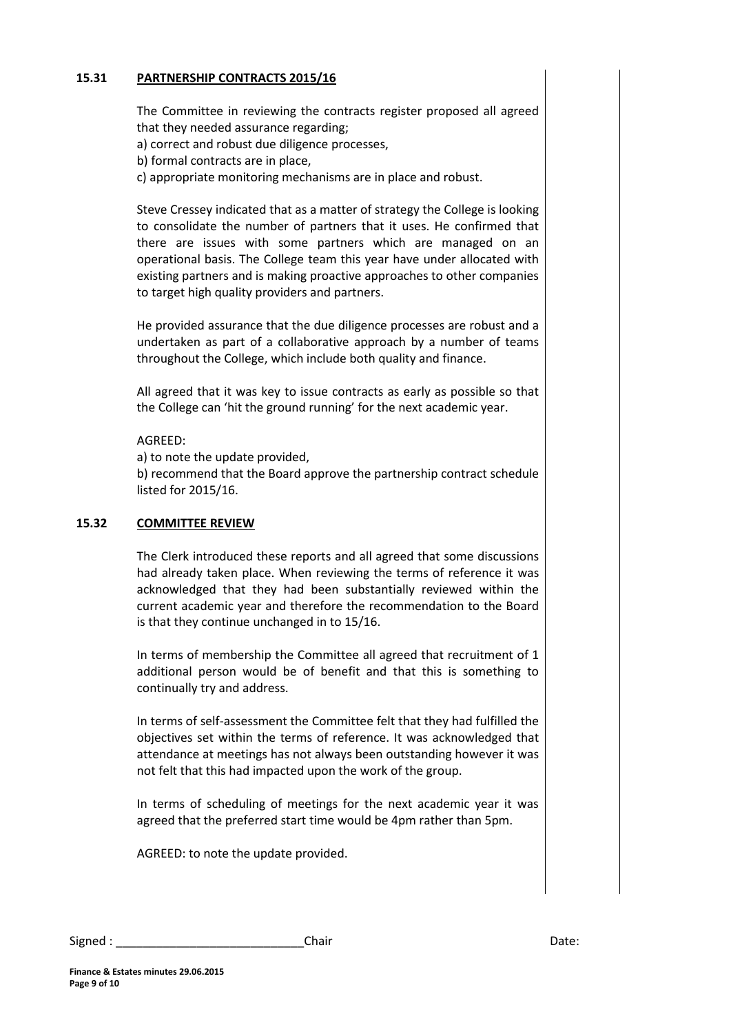## 15.31 PARTNERSHIP CONTRACTS 2015/16

The Committee in reviewing the contracts register proposed all agreed that they needed assurance regarding;
a) correct and robust due diligence processes,
b) formal contracts are in place,
c) appropriate monitoring mechanisms are in place and robust.

Steve Cressey indicated that as a matter of strategy the College is looking to consolidate the number of partners that it uses. He confirmed that there are issues with some partners which are managed on an operational basis. The College team this year have under allocated with existing partners and is making proactive approaches to other companies to target high quality providers and partners.

He provided assurance that the due diligence processes are robust and a undertaken as part of a collaborative approach by a number of teams throughout the College, which include both quality and finance.

All agreed that it was key to issue contracts as early as possible so that the College can 'hit the ground running' for the next academic year.

AGREED:
a) to note the update provided,
b) recommend that the Board approve the partnership contract schedule listed for 2015/16.

## 15.32 COMMITTEE REVIEW

The Clerk introduced these reports and all agreed that some discussions had already taken place. When reviewing the terms of reference it was acknowledged that they had been substantially reviewed within the current academic year and therefore the recommendation to the Board is that they continue unchanged in to 15/16.

In terms of membership the Committee all agreed that recruitment of 1 additional person would be of benefit and that this is something to continually try and address.

In terms of self-assessment the Committee felt that they had fulfilled the objectives set within the terms of reference. It was acknowledged that attendance at meetings has not always been outstanding however it was not felt that this had impacted upon the work of the group.

In terms of scheduling of meetings for the next academic year it was agreed that the preferred start time would be 4pm rather than 5pm.

AGREED: to note the update provided.

Signed : ____________________________ Chair Date:

**Finance & Estates minutes 29.06.2015**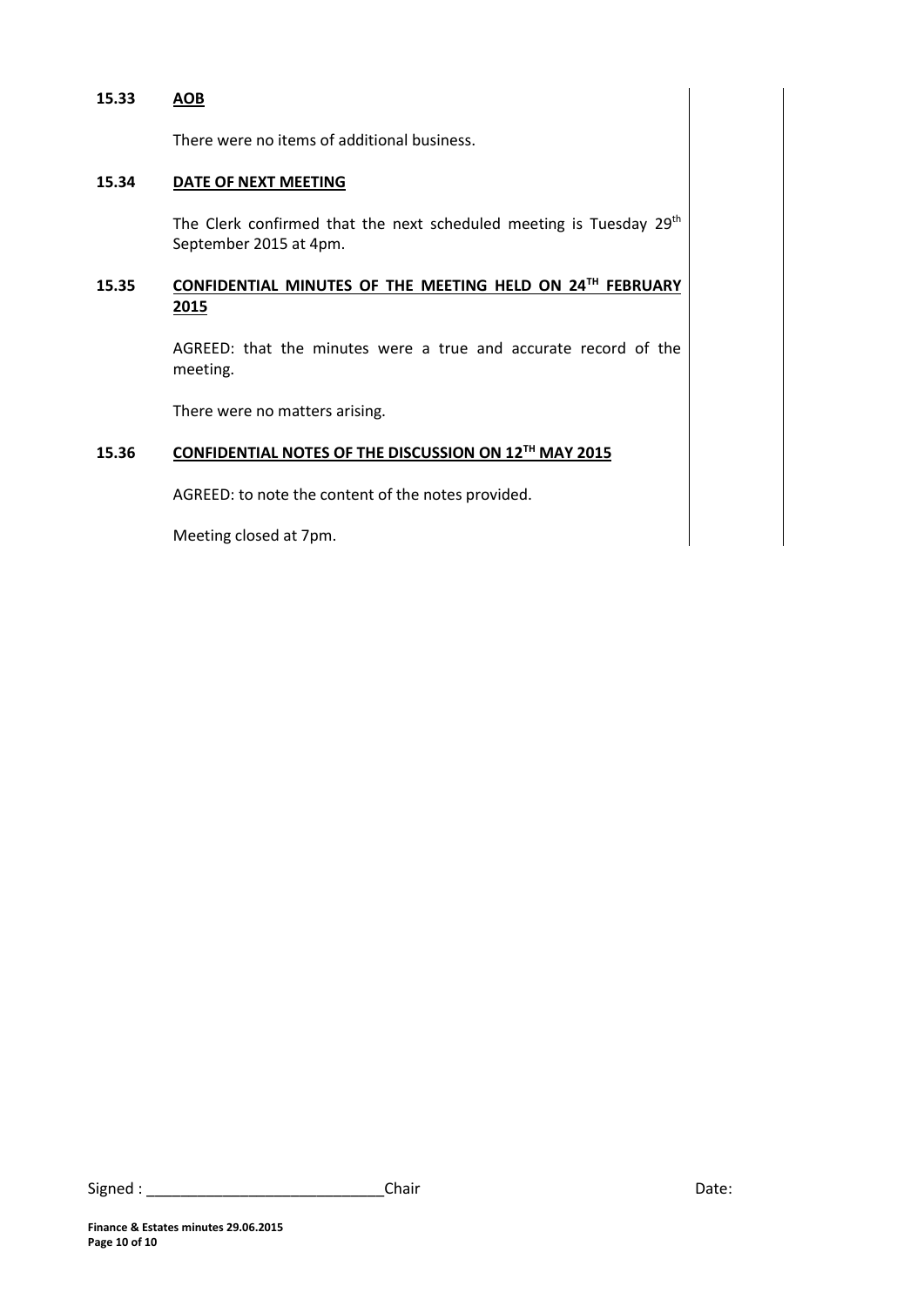**15.33** **AOB**

There were no items of additional business.

**15.34** **DATE OF NEXT MEETING**

The Clerk confirmed that the next scheduled meeting is Tuesday 29th September 2015 at 4pm.

**15.35** **CONFIDENTIAL MINUTES OF THE MEETING HELD ON 24TH FEBRUARY 2015**

AGREED: that the minutes were a true and accurate record of the meeting.

There were no matters arising.

**15.36** **CONFIDENTIAL NOTES OF THE DISCUSSION ON 12TH MAY 2015**

AGREED: to note the content of the notes provided.

Meeting closed at 7pm.

Signed : ____________________________Chair Date: